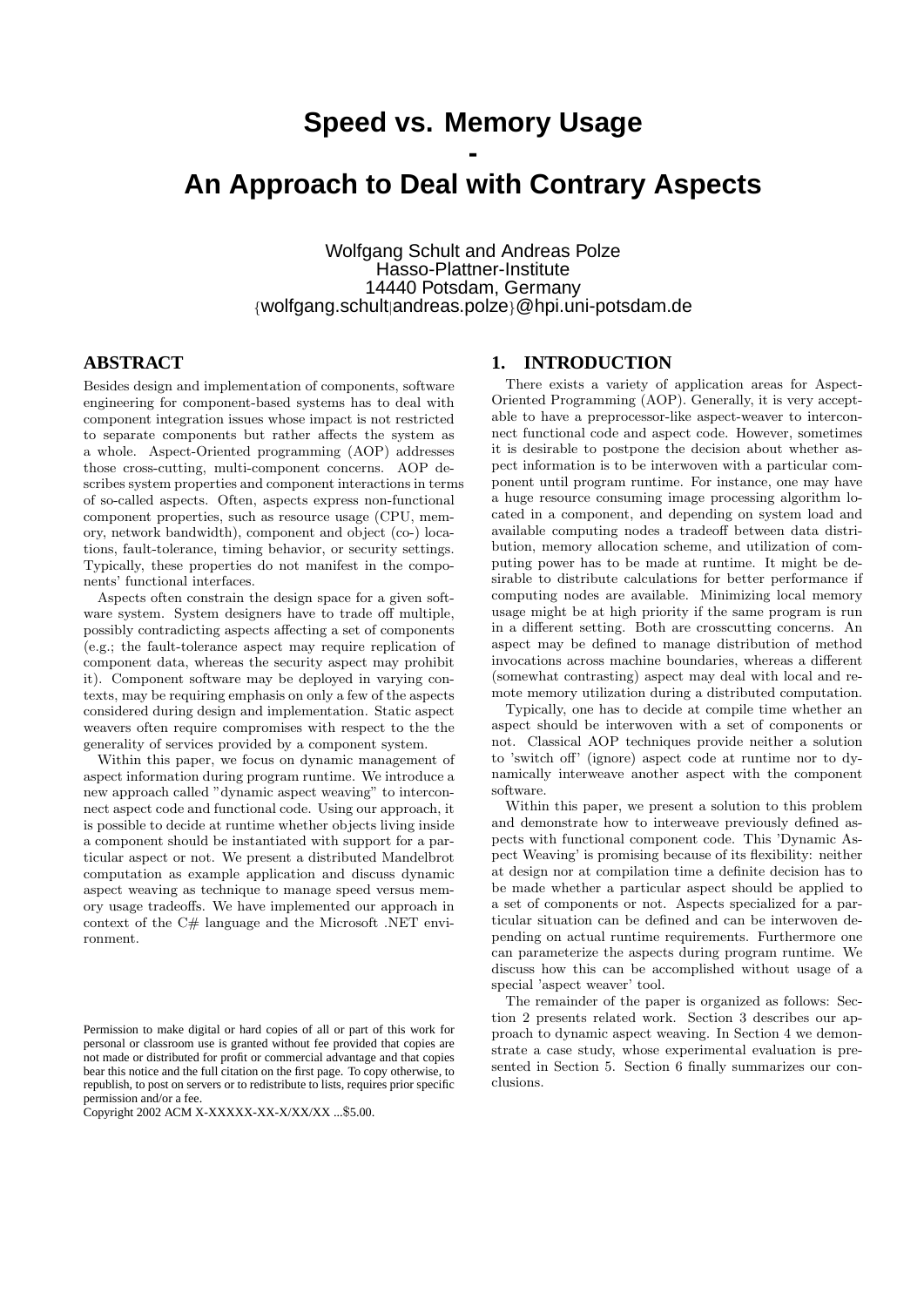# Speed vs. Memory Usage - An Approach to Deal with Contrary Aspects

Wolfgang Schult and Andreas Polze
Hasso-Plattner-Institute
14440 Potsdam, Germany
{wolfgang.schult|andreas.polze}@hpi.uni-potsdam.de

## ABSTRACT

Besides design and implementation of components, software engineering for component-based systems has to deal with component integration issues whose impact is not restricted to separate components but rather affects the system as a whole. Aspect-Oriented programming (AOP) addresses those cross-cutting, multi-component concerns. AOP describes system properties and component interactions in terms of so-called aspects. Often, aspects express non-functional component properties, such as resource usage (CPU, memory, network bandwidth), component and object (co-) locations, fault-tolerance, timing behavior, or security settings. Typically, these properties do not manifest in the components' functional interfaces.

Aspects often constrain the design space for a given software system. System designers have to trade off multiple, possibly contradicting aspects affecting a set of components (e.g.; the fault-tolerance aspect may require replication of component data, whereas the security aspect may prohibit it). Component software may be deployed in varying contexts, may be requiring emphasis on only a few of the aspects considered during design and implementation. Static aspect weavers often require compromises with respect to the the generality of services provided by a component system.

Within this paper, we focus on dynamic management of aspect information during program runtime. We introduce a new approach called "dynamic aspect weaving" to interconnect aspect code and functional code. Using our approach, it is possible to decide at runtime whether objects living inside a component should be instantiated with support for a particular aspect or not. We present a distributed Mandelbrot computation as example application and discuss dynamic aspect weaving as technique to manage speed versus memory usage tradeoffs. We have implemented our approach in context of the C# language and the Microsoft .NET environment.

Permission to make digital or hard copies of all or part of this work for personal or classroom use is granted without fee provided that copies are not made or distributed for profit or commercial advantage and that copies bear this notice and the full citation on the first page. To copy otherwise, to republish, to post on servers or to redistribute to lists, requires prior specific permission and/or a fee.
Copyright 2002 ACM X-XXXXX-XX-X/XX/XX ...$5.00.

## 1. INTRODUCTION

There exists a variety of application areas for Aspect-Oriented Programming (AOP). Generally, it is very acceptable to have a preprocessor-like aspect-weaver to interconnect functional code and aspect code. However, sometimes it is desirable to postpone the decision about whether aspect information is to be interwoven with a particular component until program runtime. For instance, one may have a huge resource consuming image processing algorithm located in a component, and depending on system load and available computing nodes a tradeoff between data distribution, memory allocation scheme, and utilization of computing power has to be made at runtime. It might be desirable to distribute calculations for better performance if computing nodes are available. Minimizing local memory usage might be at high priority if the same program is run in a different setting. Both are crosscutting concerns. An aspect may be defined to manage distribution of method invocations across machine boundaries, whereas a different (somewhat contrasting) aspect may deal with local and remote memory utilization during a distributed computation.

Typically, one has to decide at compile time whether an aspect should be interwoven with a set of components or not. Classical AOP techniques provide neither a solution to 'switch off' (ignore) aspect code at runtime nor to dynamically interweave another aspect with the component software.

Within this paper, we present a solution to this problem and demonstrate how to interweave previously defined aspects with functional component code. This 'Dynamic Aspect Weaving' is promising because of its flexibility: neither at design nor at compilation time a definite decision has to be made whether a particular aspect should be applied to a set of components or not. Aspects specialized for a particular situation can be defined and can be interwoven depending on actual runtime requirements. Furthermore one can parameterize the aspects during program runtime. We discuss how this can be accomplished without usage of a special 'aspect weaver' tool.

The remainder of the paper is organized as follows: Section 2 presents related work. Section 3 describes our approach to dynamic aspect weaving. In Section 4 we demonstrate a case study, whose experimental evaluation is presented in Section 5. Section 6 finally summarizes our conclusions.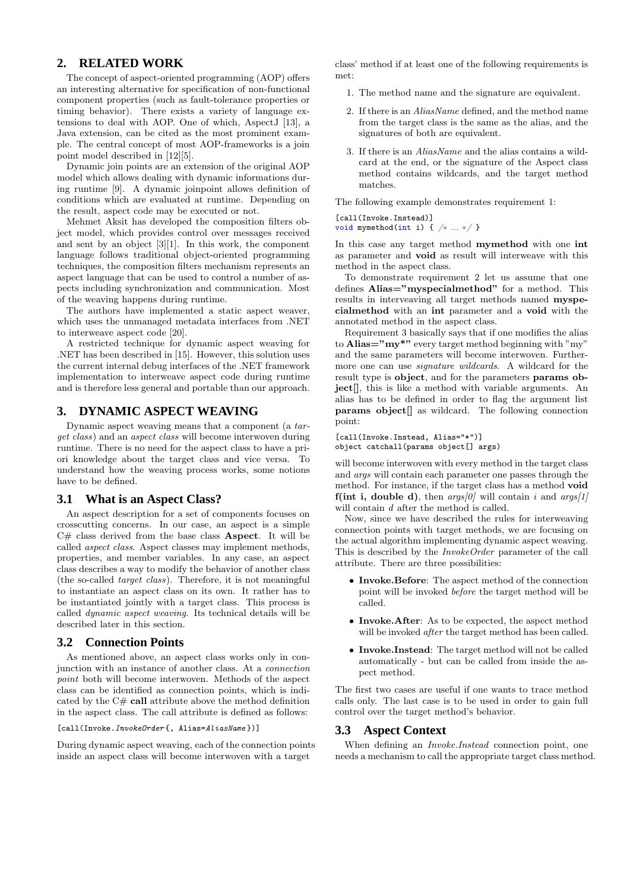## 2. RELATED WORK

The concept of aspect-oriented programming (AOP) offers an interesting alternative for specification of non-functional component properties (such as fault-tolerance properties or timing behavior). There exists a variety of language extensions to deal with AOP. One of which, AspectJ [13], a Java extension, can be cited as the most prominent example. The central concept of most AOP-frameworks is a join point model described in [12][5].

Dynamic join points are an extension of the original AOP model which allows dealing with dynamic informations during runtime [9]. A dynamic joinpoint allows definition of conditions which are evaluated at runtime. Depending on the result, aspect code may be executed or not.

Mehmet Aksit has developed the composition filters object model, which provides control over messages received and sent by an object [3][1]. In this work, the component language follows traditional object-oriented programming techniques, the composition filters mechanism represents an aspect language that can be used to control a number of aspects including synchronization and communication. Most of the weaving happens during runtime.

The authors have implemented a static aspect weaver, which uses the unmanaged metadata interfaces from .NET to interweave aspect code [20].

A restricted technique for dynamic aspect weaving for .NET has been described in [15]. However, this solution uses the current internal debug interfaces of the .NET framework implementation to interweave aspect code during runtime and is therefore less general and portable than our approach.

## 3. DYNAMIC ASPECT WEAVING

Dynamic aspect weaving means that a component (a *target class*) and an *aspect class* will become interwoven during runtime. There is no need for the aspect class to have a priori knowledge about the target class and vice versa. To understand how the weaving process works, some notions have to be defined.

### 3.1 What is an Aspect Class?

An aspect description for a set of components focuses on crosscutting concerns. In our case, an aspect is a simple C# class derived from the base class **Aspect**. It will be called *aspect class*. Aspect classes may implement methods, properties, and member variables. In any case, an aspect class describes a way to modify the behavior of another class (the so-called *target class*). Therefore, it is not meaningful to instantiate an aspect class on its own. It rather has to be instantiated jointly with a target class. This process is called *dynamic aspect weaving*. Its technical details will be described later in this section.

### 3.2 Connection Points

As mentioned above, an aspect class works only in conjunction with an instance of another class. At a *connection point* both will become interwoven. Methods of the aspect class can be identified as connection points, which is indicated by the C# **call** attribute above the method definition in the aspect class. The call attribute is defined as follows:

```
[call(Invoke.InvokeOrder{, Alias=AliasName})]
```

During dynamic aspect weaving, each of the connection points inside an aspect class will become interwoven with a target class' method if at least one of the following requirements is met:

1. The method name and the signature are equivalent.
2. If there is an *AliasName* defined, and the method name from the target class is the same as the alias, and the signatures of both are equivalent.
3. If there is an *AliasName* and the alias contains a wildcard at the end, or the signature of the Aspect class method contains wildcards, and the target method matches.

The following example demonstrates requirement 1:

```
[call(Invoke.Instead)]
void mymethod(int i) { /* ... */ }
```

In this case any target method **mymethod** with one **int** as parameter and **void** as result will interweave with this method in the aspect class.

To demonstrate requirement 2 let us assume that one defines **Alias="myspecialmethod"** for a method. This results in interveaving all target methods named **myspecialmethod** with an **int** parameter and a **void** with the annotated method in the aspect class.

Requirement 3 basically says that if one modifies the alias to **Alias="my*"** every target method beginning with "my" and the same parameters will become interwoven. Furthermore one can use *signature wildcards*. A wildcard for the result type is **object**, and for the parameters **params object[]**, this is like a method with variable arguments. An alias has to be defined in order to flag the argument list **params object[]** as wildcard. The following connection point:

```
[call(Invoke.Instead, Alias="*")]
object catchall(params object[] args)
```

will become interwoven with every method in the target class and *args* will contain each parameter one passes through the method. For instance, if the target class has a method **void f(int i, double d)**, then *args[0]* will contain *i* and *args[1]* will contain *d* after the method is called.

Now, since we have described the rules for interweaving connection points with target methods, we are focusing on the actual algorithm implementing dynamic aspect weaving. This is described by the *InvokeOrder* parameter of the call attribute. There are three possibilities:

- **Invoke.Before**: The aspect method of the connection point will be invoked *before* the target method will be called.
- **Invoke.After**: As to be expected, the aspect method will be invoked *after* the target method has been called.
- **Invoke.Instead**: The target method will not be called automatically - but can be called from inside the aspect method.

The first two cases are useful if one wants to trace method calls only. The last case is to be used in order to gain full control over the target method's behavior.

### 3.3 Aspect Context

When defining an *Invoke.Instead* connection point, one needs a mechanism to call the appropriate target class method.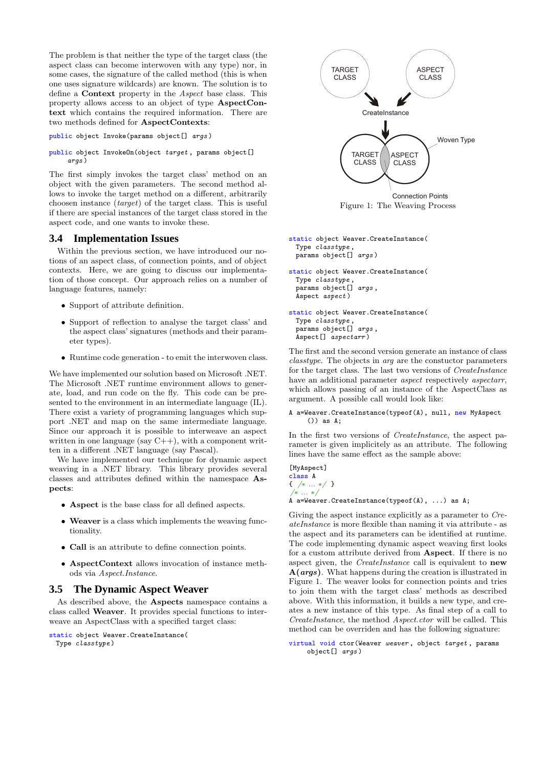The problem is that neither the type of the target class (the aspect class can become interwoven with any type) nor, in some cases, the signature of the called method (this is when one uses signature wildcards) are known. The solution is to define a **Context** property in the *Aspect* base class. This property allows access to an object of type **AspectContext** which contains the required information. There are two methods defined for **AspectContexts**:

```
public object Invoke(params object[] args)
```

```
public object InvokeOn(object target, params object[]
    args)
```

The first simply invokes the target class' method on an object with the given parameters. The second method allows to invoke the target method on a different, arbitrarily choosen instance (*target*) of the target class. This is useful if there are special instances of the target class stored in the aspect code, and one wants to invoke these.

## 3.4 Implementation Issues

Within the previous section, we have introduced our notions of an aspect class, of connection points, and of object contexts. Here, we are going to discuss our implementation of those concept. Our approach relies on a number of language features, namely:

- Support of attribute definition.
- Support of reflection to analyse the target class' and the aspect class' signatures (methods and their parameter types).
- Runtime code generation - to emit the interwoven class.

We have implemented our solution based on Microsoft .NET. The Microsoft .NET runtime environment allows to generate, load, and run code on the fly. This code can be presented to the environment in an intermediate language (IL). There exist a variety of programming languages which support .NET and map on the same intermediate language. Since our approach it is possible to interweave an aspect written in one language (say C++), with a component written in a different .NET language (say Pascal).

We have implemented our technique for dynamic aspect weaving in a .NET library. This library provides several classes and attributes defined within the namespace **Aspects**:

- **Aspect** is the base class for all defined aspects.
- **Weaver** is a class which implements the weaving functionality.
- **Call** is an attribute to define connection points.
- **AspectContext** allows invocation of instance methods via *Aspect.Instance*.

## 3.5 The Dynamic Aspect Weaver

As described above, the **Aspects** namespace contains a class called **Weaver**. It provides special functions to interweave an AspectClass with a specified target class:

```
static object Weaver.CreateInstance(
  Type classtype)
```

Figure 1: The Weaving Process

```
static object Weaver.CreateInstance(
  Type classtype,
  params object[] args)
```

```
static object Weaver.CreateInstance(
  Type classtype,
  params object[] args,
  Aspect aspect)
```

```
static object Weaver.CreateInstance(
  Type classtype,
  params object[] args,
  Aspect[] aspectarr)
```

The first and the second version generate an instance of class *classtype*. The objects in *arg* are the constuctor parameters for the target class. The last two versions of *CreateInstance* have an additional parameter *aspect* respectively *aspectarr*, which allows passing of an instance of the AspectClass as argument. A possible call would look like:

```
A a=Weaver.CreateInstance(typeof(A), null, new MyAspect
    ()) as A;
```

In the first two versions of *CreateInstance*, the aspect parameter is given implicitely as an attribute. The following lines have the same effect as the sample above:

```
[MyAspect]
class A
{ /* ... */ }
/* ... */
A a=Weaver.CreateInstance(typeof(A), ...) as A;
```

Giving the aspect instance explicitly as a parameter to *CreateInstance* is more flexible than naming it via attribute - as the aspect and its parameters can be identified at runtime. The code implementing dynamic aspect weaving first looks for a custom attribute derived from **Aspect**. If there is no aspect given, the *CreateInstance* call is equivalent to **new A(*args*)**. What happens during the creation is illustrated in Figure 1. The weaver looks for connection points and tries to join them with the target class' methods as described above. With this information, it builds a new type, and creates a new instance of this type. As final step of a call to *CreateInstance*, the method *Aspect.ctor* will be called. This method can be overriden and has the following signature:

```
virtual void ctor(Weaver weaver, object target, params
    object[] args)
```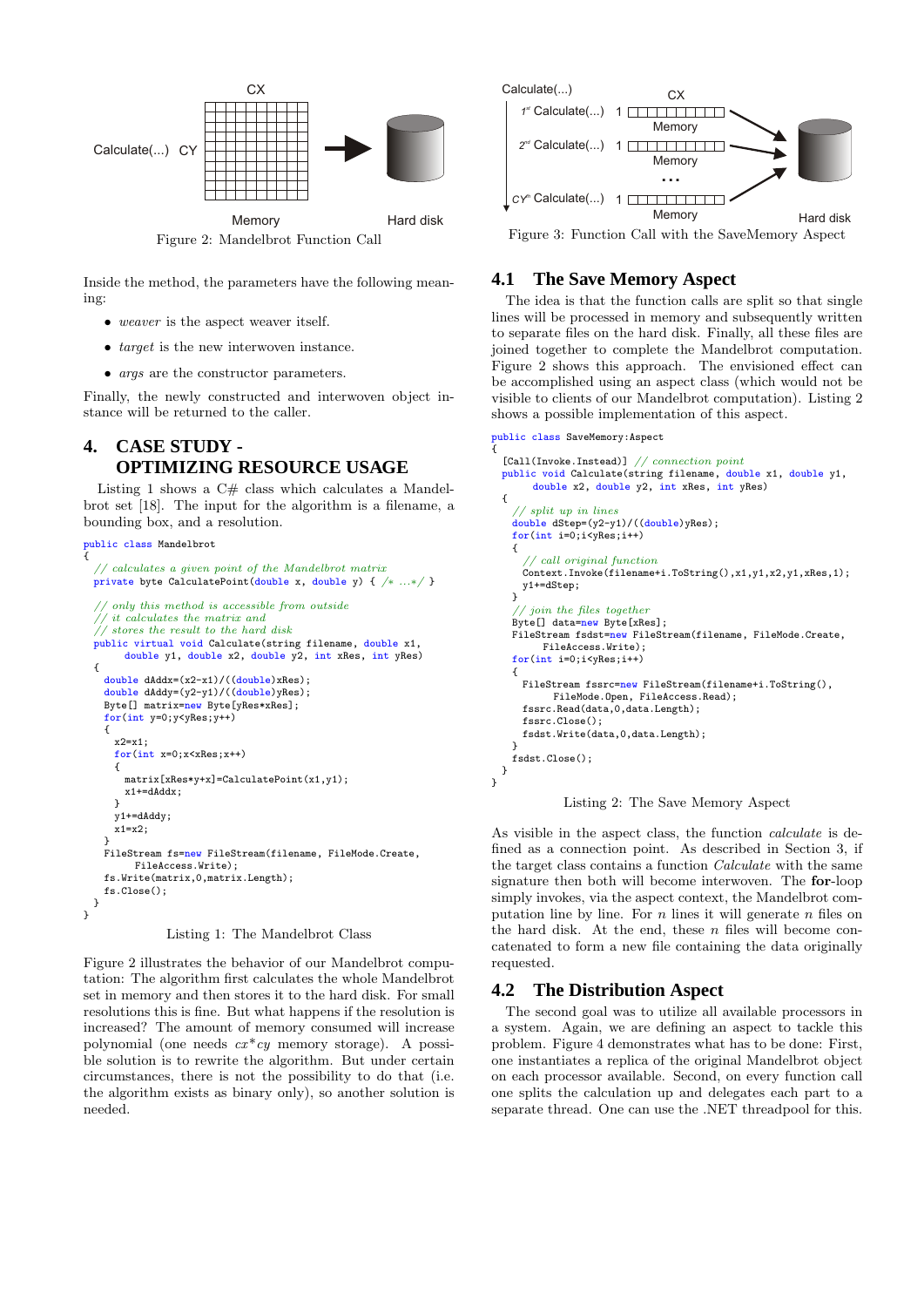Figure 2: Mandelbrot Function Call

Inside the method, the parameters have the following meaning:

- *weaver* is the aspect weaver itself.
- *target* is the new interwoven instance.
- *args* are the constructor parameters.

Finally, the newly constructed and interwoven object instance will be returned to the caller.

# 4. CASE STUDY - OPTIMIZING RESOURCE USAGE

Listing 1 shows a C# class which calculates a Mandelbrot set [18]. The input for the algorithm is a filename, a bounding box, and a resolution.

```
public class Mandelbrot
{
  // calculates a given point of the Mandelbrot matrix
  private byte CalculatePoint(double x, double y) { /* ...*/ }

  // only this method is accessible from outside
  // it calculates the matrix and
  // stores the result to the hard disk
  public virtual void Calculate(string filename, double x1,
       double y1, double x2, double y2, int xRes, int yRes)
  {
    double dAddx=(x2-x1)/((double)xRes);
    double dAddy=(y2-y1)/((double)yRes);
    Byte[] matrix=new Byte[yRes*xRes];
    for(int y=0;y<yRes;y++)
    {
      x2=x1;
      for(int x=0;x<xRes;x++)
      {
        matrix[xRes*y+x]=CalculatePoint(x1,y1);
        x1+=dAddx;
      }
      y1+=dAddy;
      x1=x2;
    }
    FileStream fs=new FileStream(filename, FileMode.Create,
         FileAccess.Write);
    fs.Write(matrix,0,matrix.Length);
    fs.Close();
  }
}
```

Listing 1: The Mandelbrot Class

Figure 2 illustrates the behavior of our Mandelbrot computation: The algorithm first calculates the whole Mandelbrot set in memory and then stores it to the hard disk. For small resolutions this is fine. But what happens if the resolution is increased? The amount of memory consumed will increase polynomial (one needs $cx*cy$ memory storage). A possible solution is to rewrite the algorithm. But under certain circumstances, there is not the possibility to do that (i.e. the algorithm exists as binary only), so another solution is needed.

Figure 3: Function Call with the SaveMemory Aspect

## 4.1 The Save Memory Aspect

The idea is that the function calls are split so that single lines will be processed in memory and subsequently written to separate files on the hard disk. Finally, all these files are joined together to form the Mandelbrot computation. Figure 2 shows this approach. The envisioned effect can be accomplished using an aspect class (which would not be visible to clients of our Mandelbrot computation). Listing 2 shows a possible implementation of this aspect.

```
public class SaveMemory:Aspect
{
  [Call(Invoke.Instead)] // connection point
  public void Calculate(string filename, double x1, double y1,
       double x2, double y2, int xRes, int yRes)
  {
    // split up in lines
    double dStep=(y2-y1)/((double)yRes);
    for(int i=0;i<yRes;i++)
    {
      // call original function
      Context.Invoke(filename+i.ToString(),x1,y1,x2,y1,xRes,1);
      y1+=dStep;
    }
    // join the files together
    Byte[] data=new Byte[xRes];
    FileStream fsdst=new FileStream(filename, FileMode.Create,
         FileAccess.Write);
    for(int i=0;i<yRes;i++)
    {
      FileStream fssrc=new FileStream(filename+i.ToString(),
           FileMode.Open, FileAccess.Read);
      fssrc.Read(data,0,data.Length);
      fssrc.Close();
      fsdst.Write(data,0,data.Length);
    }
    fsdst.Close();
  }
}
```

Listing 2: The Save Memory Aspect

As visible in the aspect class, the function *calculate* is defined as a connection point. As described in Section 3, if the target class contains a function *Calculate* with the same signature then both will become interwoven. The **for**-loop simply invokes, via the aspect context, the Mandelbrot computation line by line. For $n$ lines it will generate $n$ files on the hard disk. At the end, these $n$ files will become concatenated to form a new file containing the data originally requested.

## 4.2 The Distribution Aspect

The second goal was to utilize all available processors in a system. Again, we are defining an aspect to tackle this problem. Figure 4 demonstrates what has to be done: First, one instantiates a replica of the original Mandelbrot object on each processor available. Second, on every function call one splits the calculation up and delegates each part to a separate thread. One can use the .NET threadpool for this.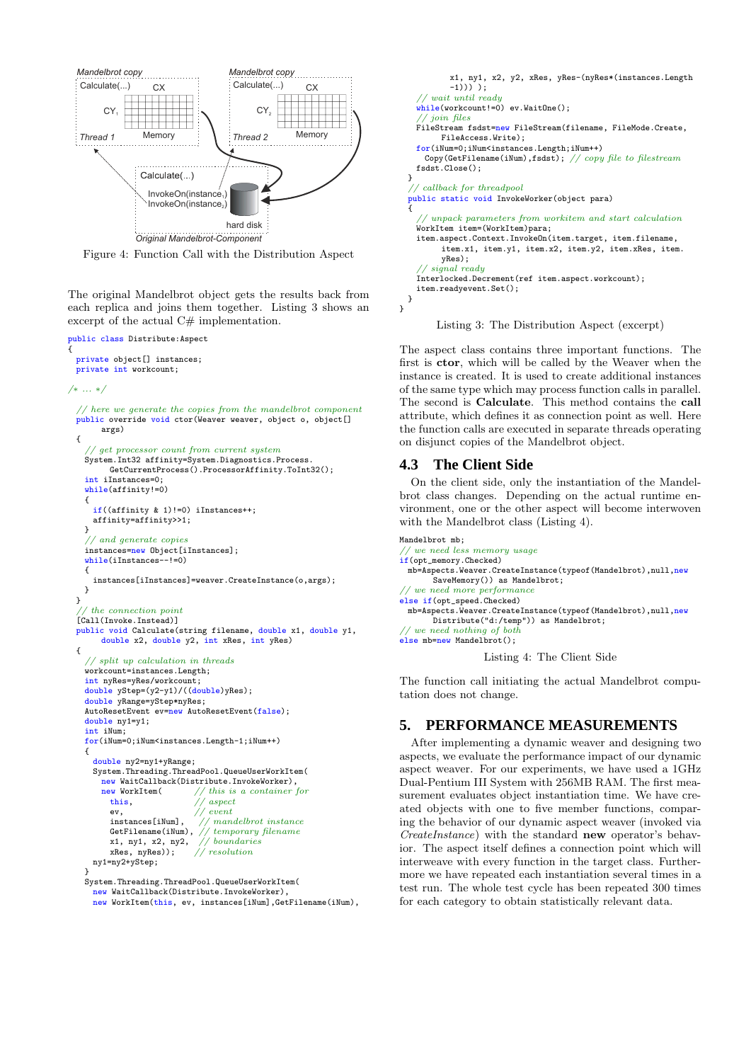Figure 4: Function Call with the Distribution Aspect

The original Mandelbrot object gets the results back from each replica and joins them together. Listing 3 shows an excerpt of the actual C# implementation.

```
public class Distribute:Aspect
{
  private object[] instances;
  private int workcount;

/* ... */

  // here we generate the copies from the mandelbrot component
  public override void ctor(Weaver weaver, object o, object[]
        args)
  {
    // get processor count from current system
    System.Int32 affinity=System.Diagnostics.Process.
         GetCurrentProcess().ProcessorAffinity.ToInt32();
    int iInstances=0;
    while(affinity!=0)
    {
      if((affinity & 1)!=0) iInstances++;
      affinity=affinity>>1;
    }
    // and generate copies
    instances=new Object[iInstances];
    while(iInstances--!=0)
    {
      instances[iInstances]=weaver.CreateInstance(o,args);
    }
  }
  // the connection point
  [Call(Invoke.Instead)]
  public void Calculate(string filename, double x1, double y1,
        double x2, double y2, int xRes, int yRes)
  {
    // split up calculation in threads
    workcount=instances.Length;
    int nyRes=yRes/workcount;
    double yStep=(y2-y1)/((double)yRes);
    double yRange=yStep*nyRes;
    AutoResetEvent ev=new AutoResetEvent(false);
    double ny1=y1;
    int iNum;
    for(iNum=0;iNum<instances.Length-1;iNum++)
    {
      double ny2=ny1+yRange;
      System.Threading.ThreadPool.QueueUserWorkItem(
        new WaitCallback(Distribute.InvokeWorker),
        new WorkItem(          // this is a container for
          this,                // aspect
          ev,                  // event
          instances[iNum],     // mandelbrot instance
          GetFilename(iNum),   // temporary filename
          x1, ny1, x2, ny2,    // boundaries
          xRes, nyRes));       // resolution
      ny1=ny2+yStep;
    }
    System.Threading.ThreadPool.QueueUserWorkItem(
      new WaitCallback(Distribute.InvokeWorker),
      new WorkItem(this, ev, instances[iNum],GetFilename(iNum),
           x1, ny1, x2, y2, xRes, yRes-(nyRes*(instances.Length
           -1))) );
    // wait until ready
    while(workcount!=0) ev.WaitOne();
    // join files
    FileStream fsdst=new FileStream(filename, FileMode.Create,
         FileAccess.Write);
    for(iNum=0;iNum<instances.Length;iNum++)
      Copy(GetFilename(iNum),fsdst); // copy file to filestream
    fsdst.Close();
  }
  // callback for threadpool
  public static void InvokeWorker(object para)
  {
    // unpack parameters from workitem and start calculation
    WorkItem item=(WorkItem)para;
    item.aspect.Context.InvokeOn(item.target, item.filename,
         item.x1, item.y1, item.x2, item.y2, item.xRes, item.
         yRes);
    // signal ready
    Interlocked.Decrement(ref item.aspect.workcount);
    item.readyevent.Set();
  }
}
```

Listing 3: The Distribution Aspect (excerpt)

The aspect class contains three important functions. The first is **ctor**, which will be called by the Weaver when the instance is created. It is used to create additional instances of the same type which may process function calls in parallel. The second is **Calculate**. This method contains the **call** attribute, which defines it as connection point as well. Here the function calls are executed in separate threads operating on disjunct copies of the Mandelbrot object.

## 4.3 The Client Side

On the client side, only the instantiation of the Mandelbrot class changes. Depending on the actual runtime environment, one or the other aspect will become interwoven with the Mandelbrot class (Listing 4).

```
Mandelbrot mb;
// we need less memory usage
if(opt_memory.Checked)
  mb=Aspects.Weaver.CreateInstance(typeof(Mandelbrot),null,new
       SaveMemory()) as Mandelbrot;
// we need more performance
else if(opt_speed.Checked)
  mb=Aspects.Weaver.CreateInstance(typeof(Mandelbrot),null,new
       Distribute("d:/temp")) as Mandelbrot;
// we need nothing of both
else mb=new Mandelbrot();
```

Listing 4: The Client Side

The function call initiating the actual Mandelbrot computation does not change.

# 5. PERFORMANCE MEASUREMENTS

After implementing a dynamic weaver and designing two aspects, we evaluate the performance impact of our dynamic aspect weaver. For our experiments, we have used a 1GHz Dual-Pentium III System with 256MB RAM. The first measurement evaluates object instantiation time. We have created objects with one to five member functions, comparing the behavior of our dynamic aspect weaver (invoked via *CreateInstance*) with the standard **new** operator's behavior. The aspect itself defines a connection point which will interweave with every function in the target class. Furthermore we have repeated each instantiation several times in a test run. The whole test cycle has been repeated 300 times for each category to obtain statistically relevant data.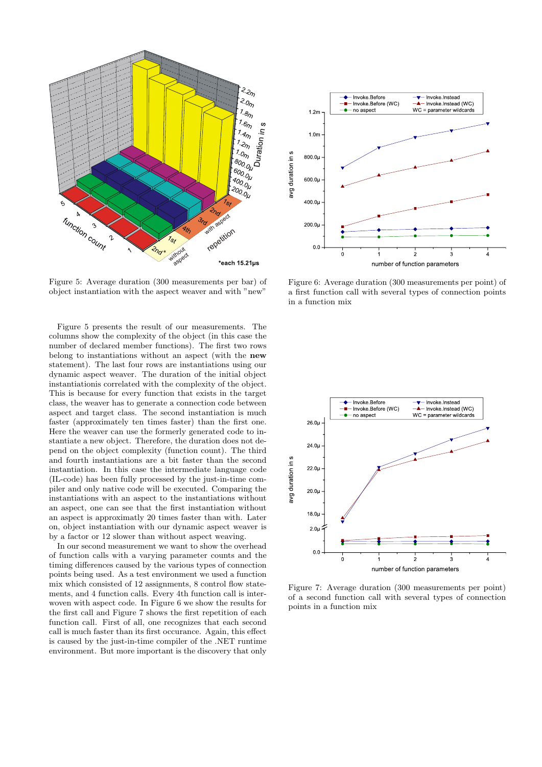Figure 5: Average duration (300 measurements per bar) of object instantiation with the aspect weaver and with "new"

Figure 6: Average duration (300 measurements per point) of a first function call with several types of connection points in a function mix

Figure 5 presents the result of our measurements. The columns show the complexity of the object (in this case the number of declared member functions). The first two rows belong to instantiations without an aspect (with the **new** statement). The last four rows are instantiations using our dynamic aspect weaver. The duration of the initial object instantiationis correlated with the complexity of the object. This is because for every function that exists in the target class, the weaver has to generate a connection code between aspect and target class. The second instantiation is much faster (approximately ten times faster) than the first one. Here the weaver can use the formerly generated code to instantiate a new object. Therefore, the duration does not depend on the object complexity (function count). The third and fourth instantiations are a bit faster than the second instantiation. In this case the intermediate language code (IL-code) has been fully processed by the just-in-time compiler and only native code will be executed. Comparing the instantiations with an aspect to the instantiations without an aspect, one can see that the first instantiation without an aspect is approximately 20 times faster than with. Later on, object instantiation with our dynamic aspect weaver is by a factor or 12 slower than without aspect weaving.

In our second measurement we want to show the overhead of function calls with a varying parameter counts and the timing differences caused by the various types of connection points being used. As a test environment we used a function mix which consisted of 12 assignments, 8 control flow statements, and 4 function calls. Every 4th function call is interwoven with aspect code. In Figure 6 we show the results for the first call and Figure 7 shows the first repetition of each function call. First of all, one recognizes that each second call is much faster than its first occurance. Again, this effect is caused by the just-in-time compiler of the .NET runtime environment. But more important is the discovery that only

Figure 7: Average duration (300 measurements per point) of a second function call with several types of connection points in a function mix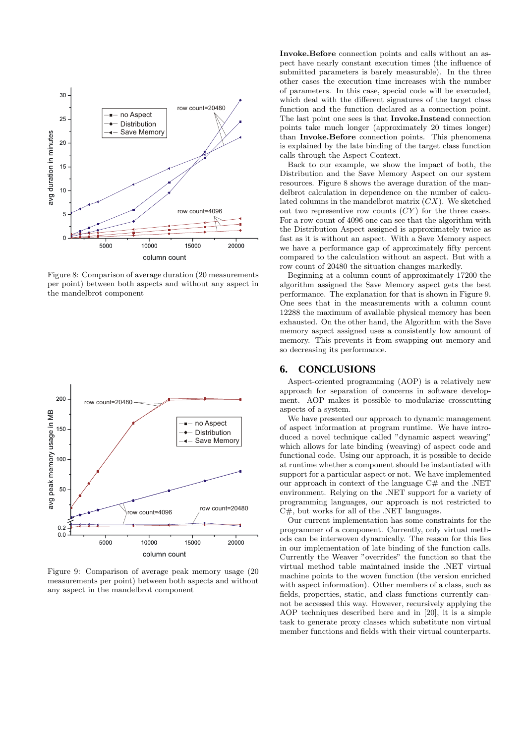Figure 8: Comparison of average duration (20 measurements per point) between both aspects and without any aspect in the mandelbrot component

Figure 9: Comparison of average peak memory usage (20 measurements per point) between both aspects and without any aspect in the mandelbrot component

**Invoke.Before** connection points and calls without an aspect have nearly constant execution times (the influence of submitted parameters is barely measurable). In the three other cases the execution time increases with the number of parameters. In this case, special code will be executed, which deal with the different signatures of the target class function and the function declared as a connection point. The last point one sees is that **Invoke.Instead** connection points take much longer (approximately 20 times longer) than **Invoke.Before** connection points. This phenomena is explained by the late binding of the target class function calls through the Aspect Context.

Back to our example, we show the impact of both, the Distribution and the Save Memory Aspect on our system resources. Figure 8 shows the average duration of the mandelbrot calculation in dependence on the number of calculated columns in the mandelbrot matrix ($CX$). We sketched out two representive row counts ($CY$) for the three cases. For a row count of 4096 one can see that the algorithm with the Distribution Aspect assigned is approximately twice as fast as it is without an aspect. With a Save Memory aspect we have a performance gap of approximately fifty percent compared to the calculation without an aspect. But with a row count of 20480 the situation changes markedly.

Beginning at a column count of approximately 17200 the algorithm assigned the Save Memory aspect gets the best performance. The explanation for that is shown in Figure 9. One sees that in the measurements with a column count 12288 the maximum of available physical memory has been exhausted. On the other hand, the Algorithm with the Save memory aspect assigned uses a consistently low amount of memory. This prevents it from swapping out memory and so decreasing its performance.

## 6. CONCLUSIONS

Aspect-oriented programming (AOP) is a relatively new approach for separation of concerns in software development. AOP makes it possible to modularize crosscutting aspects of a system.

We have presented our approach to dynamic management of aspect information at program runtime. We have introduced a novel technique called "dynamic aspect weaving" which allows for late binding (weaving) of aspect code and functional code. Using our approach, it is possible to decide at runtime whether a component should be instantiated with support for a particular aspect or not. We have implemented our approach in context of the language C# and the .NET environment. Relying on the .NET support for a variety of programming languages, our approach is not restricted to C#, but works for all of the .NET languages.

Our current implementation has some constraints for the programmer of a component. Currently, only virtual methods can be interwoven dynamically. The reason for this lies in our implementation of late binding of the function calls. Currently the Weaver "overrides" the function so that the virtual method table maintained inside the .NET virtual machine points to the woven function (the version enriched with aspect information). Other members of a class, such as fields, properties, static, and class functions currently cannot be accessed this way. However, recursively applying the AOP techniques described here and in [20], it is a simple task to generate proxy classes which substitute non virtual member functions and fields with their virtual counterparts.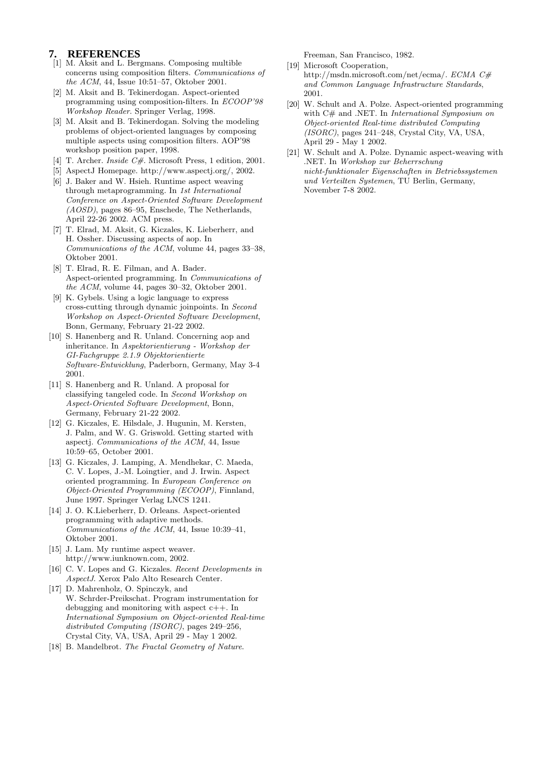## 7. REFERENCES

[1] M. Aksit and L. Bergmans. Composing multible concerns using composition filters. *Communications of the ACM*, 44, Issue 10:51–57, Oktober 2001.

[2] M. Aksit and B. Tekinerdogan. Aspect-oriented programming using composition-filters. In *ECOOP'98 Workshop Reader*. Springer Verlag, 1998.

[3] M. Aksit and B. Tekinerdogan. Solving the modeling problems of object-oriented languages by composing multiple aspects using composition filters. AOP'98 workshop position paper, 1998.

[4] T. Archer. *Inside C#*. Microsoft Press, 1 edition, 2001.

[5] AspectJ Homepage. http://www.aspectj.org/, 2002.

[6] J. Baker and W. Hsieh. Runtime aspect weaving through metaprogramming. In *1st International Conference on Aspect-Oriented Software Development (AOSD)*, pages 86–95, Enschede, The Netherlands, April 22-26 2002. ACM press.

[7] T. Elrad, M. Aksit, G. Kiczales, K. Lieberherr, and H. Ossher. Discussing aspects of aop. In *Communications of the ACM*, volume 44, pages 33–38, Oktober 2001.

[8] T. Elrad, R. E. Filman, and A. Bader. Aspect-oriented programming. In *Communications of the ACM*, volume 44, pages 30–32, Oktober 2001.

[9] K. Gybels. Using a logic language to express cross-cutting through dynamic joinpoints. In *Second Workshop on Aspect-Oriented Software Development*, Bonn, Germany, February 21-22 2002.

[10] S. Hanenberg and R. Unland. Concerning aop and inheritance. In *Aspektorientierung - Workshop der GI-Fachgruppe 2.1.9 Objektorientierte Software-Entwicklung*, Paderborn, Germany, May 3-4 2001.

[11] S. Hanenberg and R. Unland. A proposal for classifying tangeled code. In *Second Workshop on Aspect-Oriented Software Development*, Bonn, Germany, February 21-22 2002.

[12] G. Kiczales, E. Hilsdale, J. Hugunin, M. Kersten, J. Palm, and W. G. Griswold. Getting started with aspectj. *Communications of the ACM*, 44, Issue 10:59–65, October 2001.

[13] G. Kiczales, J. Lamping, A. Mendhekar, C. Maeda, C. V. Lopes, J.-M. Loingtier, and J. Irwin. Aspect oriented programming. In *European Conference on Object-Oriented Programming (ECOOP)*, Finnland, June 1997. Springer Verlag LNCS 1241.

[14] J. O. K.Lieberherr, D. Orleans. Aspect-oriented programming with adaptive methods. *Communications of the ACM*, 44, Issue 10:39–41, Oktober 2001.

[15] J. Lam. My runtime aspect weaver. http://www.iunknown.com, 2002.

[16] C. V. Lopes and G. Kiczales. *Recent Developments in AspectJ*. Xerox Palo Alto Research Center.

[17] D. Mahrenholz, O. Spinczyk, and W. Schrder-Preikschat. Program instrumentation for debugging and monitoring with aspect c++. In *International Symposium on Object-oriented Real-time distributed Computing (ISORC)*, pages 249–256, Crystal City, VA, USA, April 29 - May 1 2002.

[18] B. Mandelbrot. *The Fractal Geometry of Nature*. Freeman, San Francisco, 1982.

[19] Microsoft Cooperation, http://msdn.microsoft.com/net/ecma/. *ECMA C# and Common Language Infrastructure Standards*, 2001.

[20] W. Schult and A. Polze. Aspect-oriented programming with C# and .NET. In *International Symposium on Object-oriented Real-time distributed Computing (ISORC)*, pages 241–248, Crystal City, VA, USA, April 29 - May 1 2002.

[21] W. Schult and A. Polze. Dynamic aspect-weaving with .NET. In *Workshop zur Beherrschung nicht-funktionaler Eigenschaften in Betriebssystemen und Verteilten Systemen*, TU Berlin, Germany, November 7-8 2002.